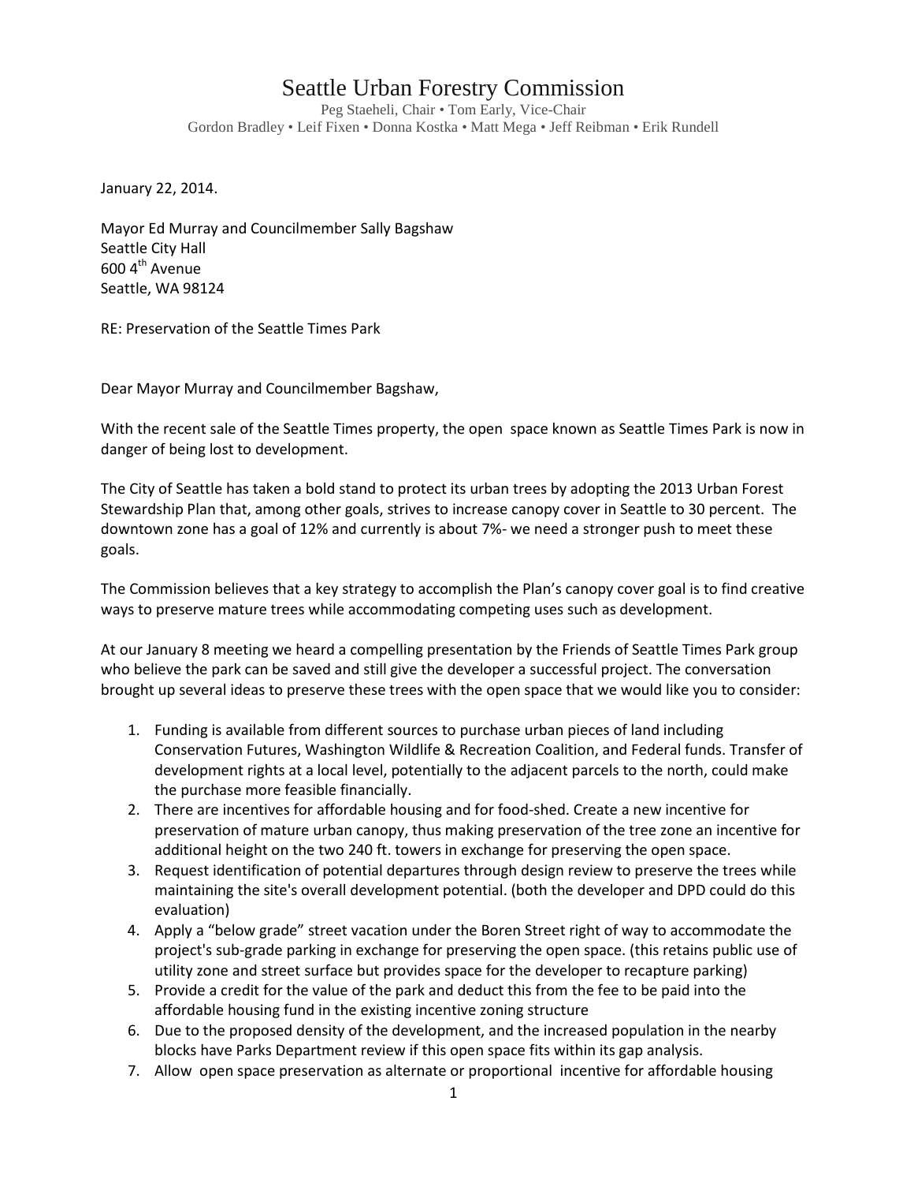# Seattle Urban Forestry Commission

Peg Staeheli, Chair • Tom Early, Vice-Chair
Gordon Bradley • Leif Fixen • Donna Kostka • Matt Mega • Jeff Reibman • Erik Rundell

January 22, 2014.

Mayor Ed Murray and Councilmember Sally Bagshaw
Seattle City Hall
600 4th Avenue
Seattle, WA 98124

RE: Preservation of the Seattle Times Park

Dear Mayor Murray and Councilmember Bagshaw,

With the recent sale of the Seattle Times property, the open space known as Seattle Times Park is now in danger of being lost to development.

The City of Seattle has taken a bold stand to protect its urban trees by adopting the 2013 Urban Forest Stewardship Plan that, among other goals, strives to increase canopy cover in Seattle to 30 percent. The downtown zone has a goal of 12% and currently is about 7%- we need a stronger push to meet these goals.

The Commission believes that a key strategy to accomplish the Plan's canopy cover goal is to find creative ways to preserve mature trees while accommodating competing uses such as development.

At our January 8 meeting we heard a compelling presentation by the Friends of Seattle Times Park group who believe the park can be saved and still give the developer a successful project. The conversation brought up several ideas to preserve these trees with the open space that we would like you to consider:

1. Funding is available from different sources to purchase urban pieces of land including Conservation Futures, Washington Wildlife & Recreation Coalition, and Federal funds. Transfer of development rights at a local level, potentially to the adjacent parcels to the north, could make the purchase more feasible financially.
2. There are incentives for affordable housing and for food-shed. Create a new incentive for preservation of mature urban canopy, thus making preservation of the tree zone an incentive for additional height on the two 240 ft. towers in exchange for preserving the open space.
3. Request identification of potential departures through design review to preserve the trees while maintaining the site's overall development potential. (both the developer and DPD could do this evaluation)
4. Apply a "below grade" street vacation under the Boren Street right of way to accommodate the project's sub-grade parking in exchange for preserving the open space. (this retains public use of utility zone and street surface but provides space for the developer to recapture parking)
5. Provide a credit for the value of the park and deduct this from the fee to be paid into the affordable housing fund in the existing incentive zoning structure
6. Due to the proposed density of the development, and the increased population in the nearby blocks have Parks Department review if this open space fits within its gap analysis.
7. Allow open space preservation as alternate or proportional incentive for affordable housing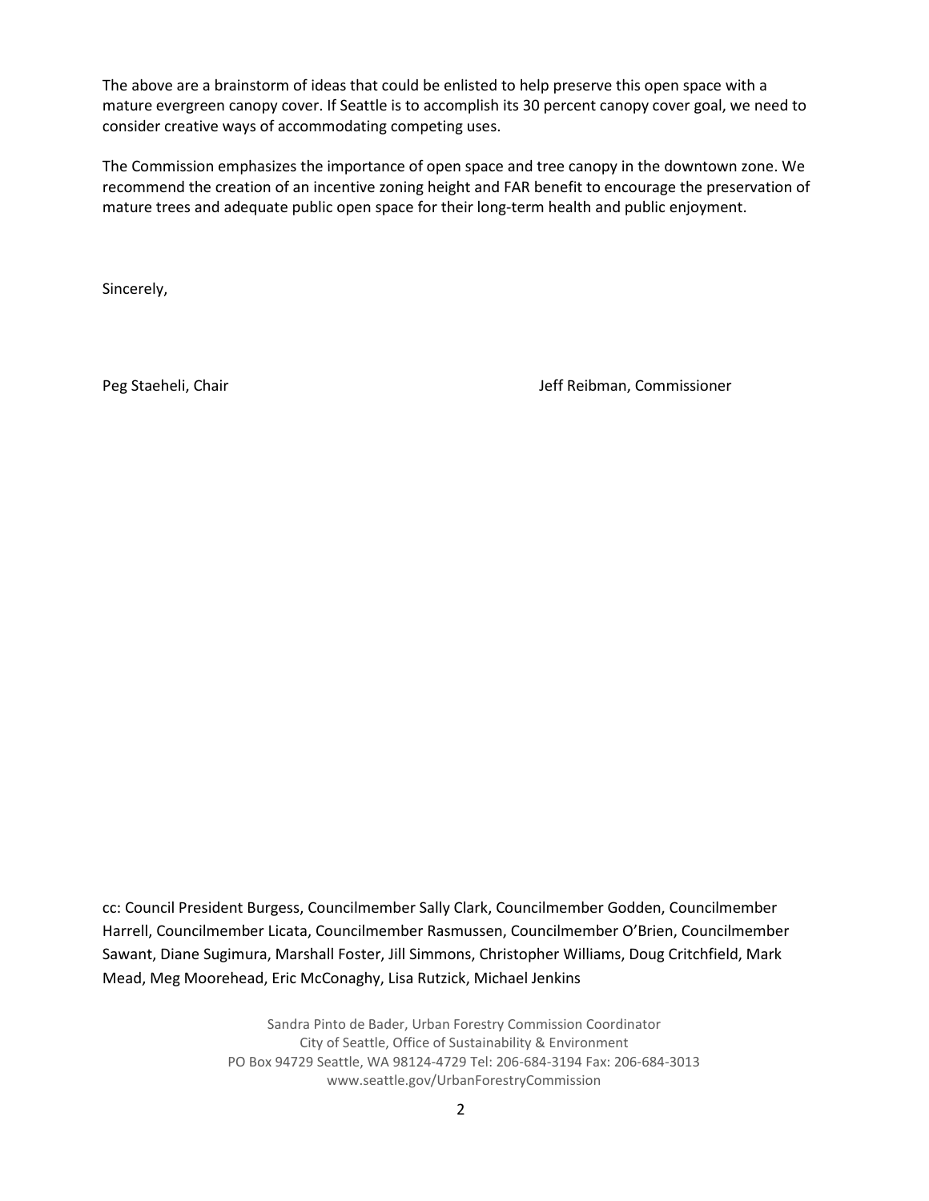The above are a brainstorm of ideas that could be enlisted to help preserve this open space with a mature evergreen canopy cover. If Seattle is to accomplish its 30 percent canopy cover goal, we need to consider creative ways of accommodating competing uses.

The Commission emphasizes the importance of open space and tree canopy in the downtown zone. We recommend the creation of an incentive zoning height and FAR benefit to encourage the preservation of mature trees and adequate public open space for their long-term health and public enjoyment.

Sincerely,

Peg Staeheli, Chair

Jeff Reibman, Commissioner

cc: Council President Burgess, Councilmember Sally Clark, Councilmember Godden, Councilmember Harrell, Councilmember Licata, Councilmember Rasmussen, Councilmember O'Brien, Councilmember Sawant, Diane Sugimura, Marshall Foster, Jill Simmons, Christopher Williams, Doug Critchfield, Mark Mead, Meg Moorehead, Eric McConaghy, Lisa Rutzick, Michael Jenkins

Sandra Pinto de Bader, Urban Forestry Commission Coordinator
City of Seattle, Office of Sustainability & Environment
PO Box 94729 Seattle, WA 98124-4729 Tel: 206-684-3194 Fax: 206-684-3013
www.seattle.gov/UrbanForestryCommission